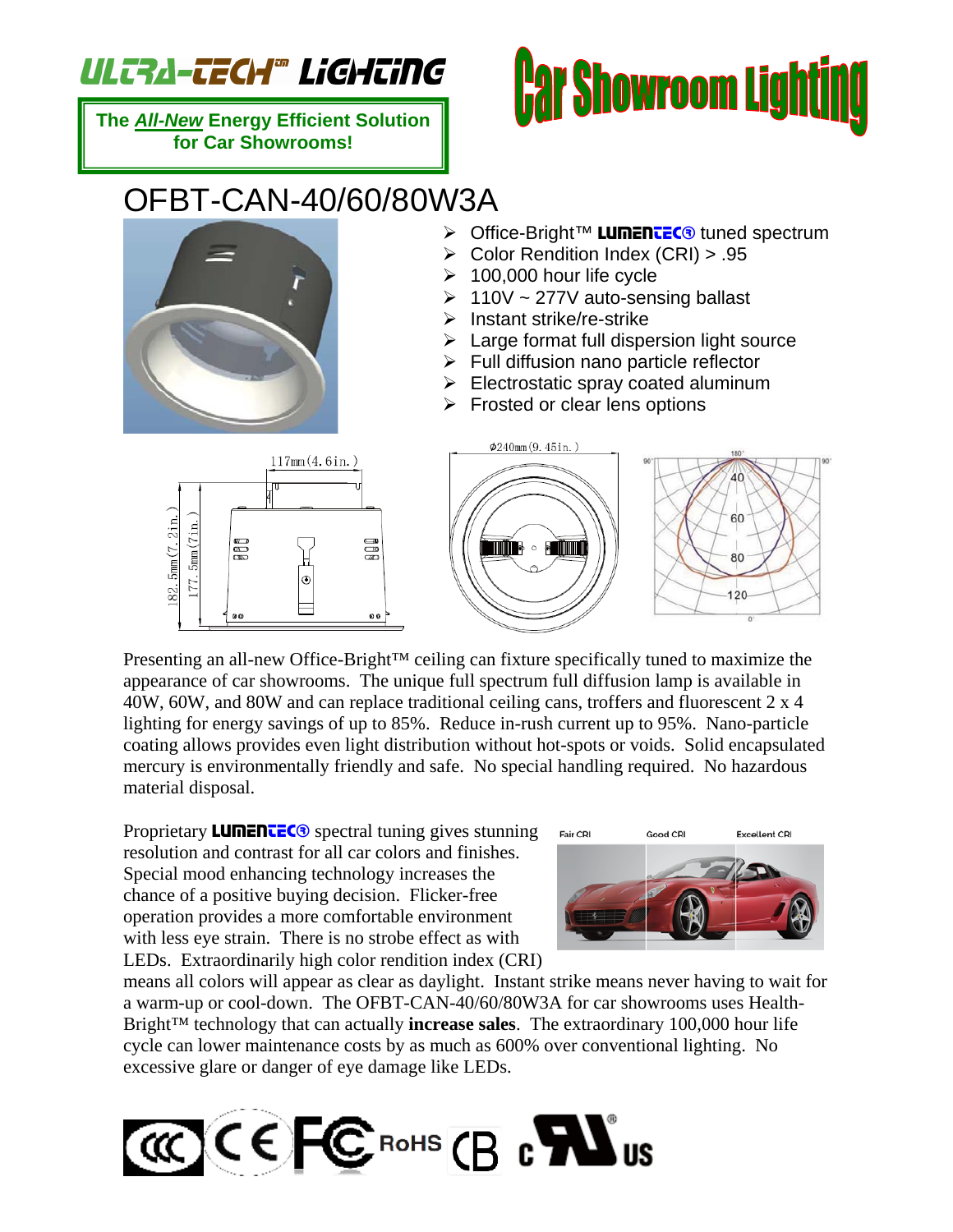# ULTRA-TECH™ LIGHTING

**The *All-New* Energy Efficient Solution for Car Showrooms!**

# Car Showroom Lighting

## OFBT-CAN-40/60/80W3A

- Office-Bright™ LUMENTEC® tuned spectrum
- Color Rendition Index (CRI) > .95
- 100,000 hour life cycle
- 110V ~ 277V auto-sensing ballast
- Instant strike/re-strike
- Large format full dispersion light source
- Full diffusion nano particle reflector
- Electrostatic spray coated aluminum
- Frosted or clear lens options

117mm (4.6in.)

182.5mm (7.2in.)

177.5mm (7in.)

ϕ240mm (9.45in.)

Presenting an all-new Office-Bright™ ceiling can fixture specifically tuned to maximize the appearance of car showrooms. The unique full spectrum full diffusion lamp is available in 40W, 60W, and 80W and can replace traditional ceiling cans, troffers and fluorescent 2 x 4 lighting for energy savings of up to 85%. Reduce in-rush current up to 95%. Nano-particle coating allows provides even light distribution without hot-spots or voids. Solid encapsulated mercury is environmentally friendly and safe. No special handling required. No hazardous material disposal.

Proprietary LUMENTEC® spectral tuning gives stunning resolution and contrast for all car colors and finishes. Special mood enhancing technology increases the chance of a positive buying decision. Flicker-free operation provides a more comfortable environment with less eye strain. There is no strobe effect as with LEDs. Extraordinarily high color rendition index (CRI) means all colors will appear as clear as daylight. Instant strike means never having to wait for a warm-up or cool-down. The OFBT-CAN-40/60/80W3A for car showrooms uses Health-Bright™ technology that can actually **increase sales**. The extraordinary 100,000 hour life cycle can lower maintenance costs by as much as 600% over conventional lighting. No excessive glare or danger of eye damage like LEDs.

Fair CRI | Good CRI | Excellent CRI

CCC CE FC RoHS CB cULus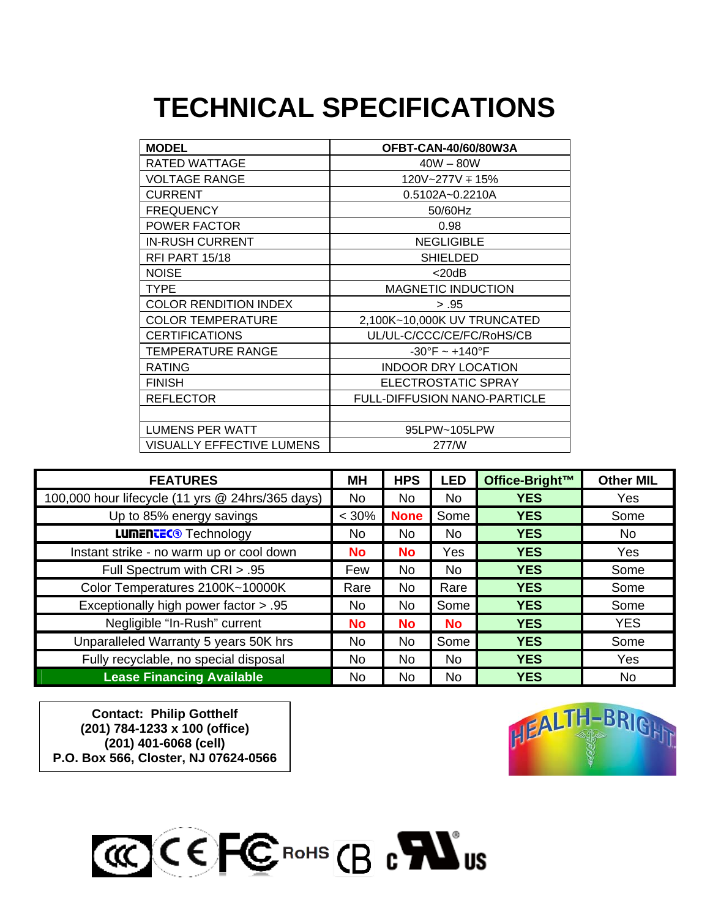# TECHNICAL SPECIFICATIONS

| MODEL | OFBT-CAN-40/60/80W3A |
| --- | --- |
| RATED WATTAGE | 40W – 80W |
| VOLTAGE RANGE | 120V~277V ∓ 15% |
| CURRENT | 0.5102A~0.2210A |
| FREQUENCY | 50/60Hz |
| POWER FACTOR | 0.98 |
| IN-RUSH CURRENT | NEGLIGIBLE |
| RFI PART 15/18 | SHIELDED |
| NOISE | <20dB |
| TYPE | MAGNETIC INDUCTION |
| COLOR RENDITION INDEX | > .95 |
| COLOR TEMPERATURE | 2,100K~10,000K UV TRUNCATED |
| CERTIFICATIONS | UL/UL-C/CCC/CE/FC/RoHS/CB |
| TEMPERATURE RANGE | -30°F ~ +140°F |
| RATING | INDOOR DRY LOCATION |
| FINISH | ELECTROSTATIC SPRAY |
| REFLECTOR | FULL-DIFFUSION NANO-PARTICLE |
| | |
| LUMENS PER WATT | 95LPW~105LPW |
| VISUALLY EFFECTIVE LUMENS | 277/W |

| FEATURES | MH | HPS | LED | Office-Bright™ | Other MIL |
| --- | --- | --- | --- | --- | --- |
| 100,000 hour lifecycle (11 yrs @ 24hrs/365 days) | No | No | No | **YES** | Yes |
| Up to 85% energy savings | < 30% | **None** | Some | **YES** | Some |
| LUMENTEC® Technology | No | No | No | **YES** | No |
| Instant strike - no warm up or cool down | **No** | **No** | Yes | **YES** | Yes |
| Full Spectrum with CRI > .95 | Few | No | No | **YES** | Some |
| Color Temperatures 2100K~10000K | Rare | No | Rare | **YES** | Some |
| Exceptionally high power factor > .95 | No | No | Some | **YES** | Some |
| Negligible "In-Rush" current | **No** | **No** | **No** | **YES** | YES |
| Unparalleled Warranty 5 years 50K hrs | No | No | Some | **YES** | Some |
| Fully recyclable, no special disposal | No | No | No | **YES** | Yes |
| **Lease Financing Available** | No | No | No | **YES** | No |

**Contact: Philip Gotthelf**
**(201) 784-1233 x 100 (office)**
**(201) 401-6068 (cell)**
**P.O. Box 566, Closter, NJ 07624-0566**

HEALTH-BRIGHT™

CCC CE FC RoHS CB c UL US